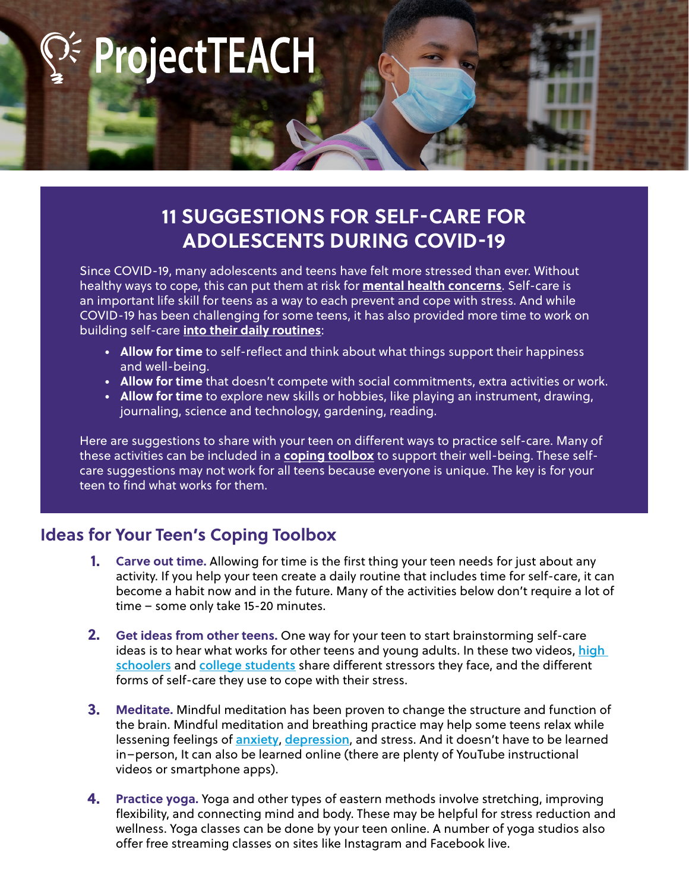ProjectTEACH

# 11 SUGGESTIONS FOR SELF-CARE FOR ADOLESCENTS DURING COVID-19

Since COVID-19, many adolescents and teens have felt more stressed than ever. Without healthy ways to cope, this can put them at risk for **mental health concerns**. Self-care is an important life skill for teens as a way to each prevent and cope with stress. And while COVID-19 has been challenging for some teens, it has also provided more time to work on building self-care **into their daily routines**:

- **Allow for time** to self-reflect and think about what things support their happiness and well-being.
- **Allow for time** that doesn't compete with social commitments, extra activities or work.
- **Allow for time** to explore new skills or hobbies, like playing an instrument, drawing, journaling, science and technology, gardening, reading.

Here are suggestions to share with your teen on different ways to practice self-care. Many of these activities can be included in a **coping toolbox** to support their well-being. These self-care suggestions may not work for all teens because everyone is unique. The key is for your teen to find what works for them.

## Ideas for Your Teen's Coping Toolbox

1. **Carve out time.** Allowing for time is the first thing your teen needs for just about any activity. If you help your teen create a daily routine that includes time for self-care, it can become a habit now and in the future. Many of the activities below don't require a lot of time – some only take 15-20 minutes.

2. **Get ideas from other teens.** One way for your teen to start brainstorming self-care ideas is to hear what works for other teens and young adults. In these two videos, high schoolers and college students share different stressors they face, and the different forms of self-care they use to cope with their stress.

3. **Meditate.** Mindful meditation has been proven to change the structure and function of the brain. Mindful meditation and breathing practice may help some teens relax while lessening feelings of anxiety, depression, and stress. And it doesn't have to be learned in–person, It can also be learned online (there are plenty of YouTube instructional videos or smartphone apps).

4. **Practice yoga.** Yoga and other types of eastern methods involve stretching, improving flexibility, and connecting mind and body. These may be helpful for stress reduction and wellness. Yoga classes can be done by your teen online. A number of yoga studios also offer free streaming classes on sites like Instagram and Facebook live.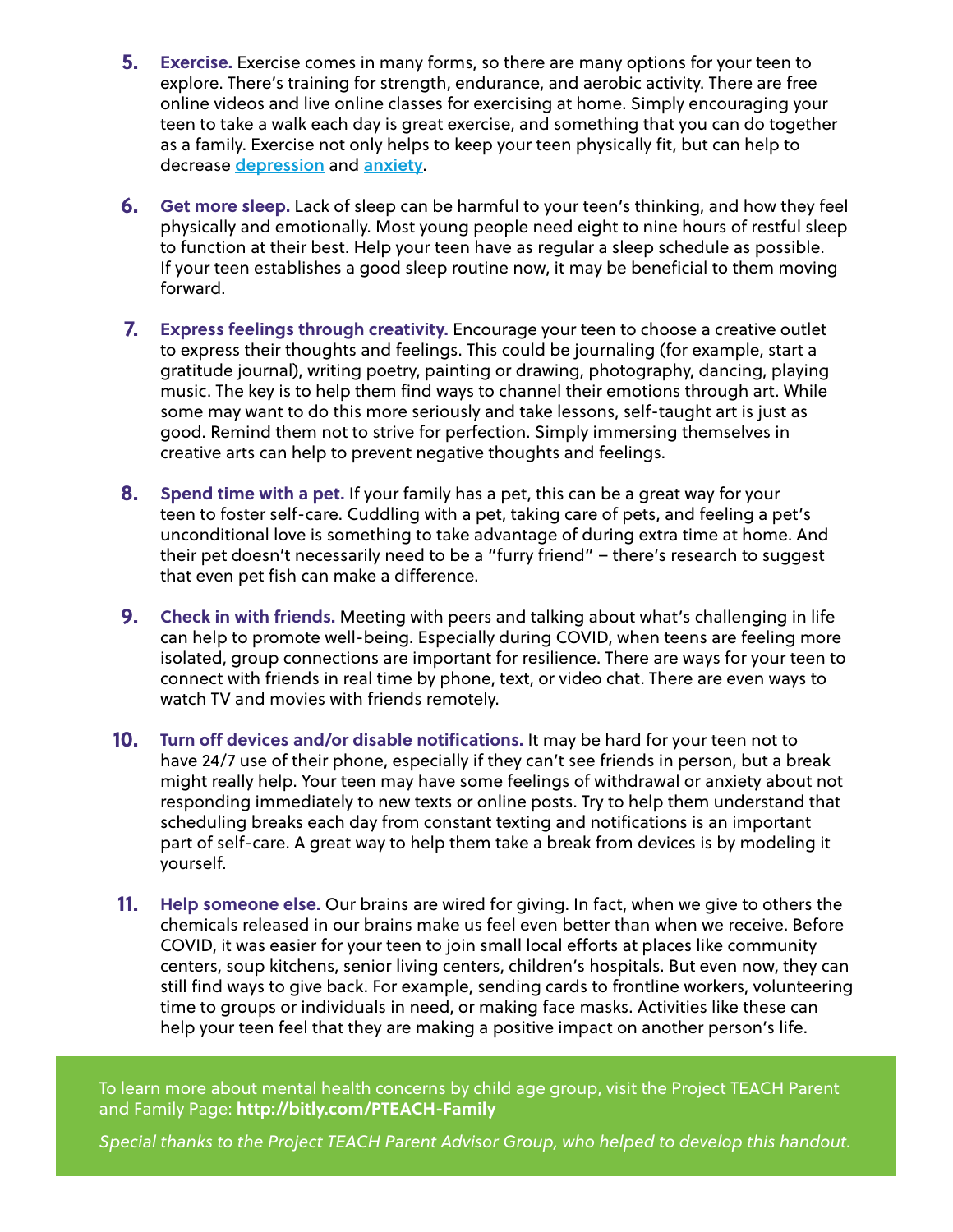5. **Exercise.** Exercise comes in many forms, so there are many options for your teen to explore. There's training for strength, endurance, and aerobic activity. There are free online videos and live online classes for exercising at home. Simply encouraging your teen to take a walk each day is great exercise, and something that you can do together as a family. Exercise not only helps to keep your teen physically fit, but can help to decrease depression and anxiety.

6. **Get more sleep.** Lack of sleep can be harmful to your teen's thinking, and how they feel physically and emotionally. Most young people need eight to nine hours of restful sleep to function at their best. Help your teen have as regular a sleep schedule as possible. If your teen establishes a good sleep routine now, it may be beneficial to them moving forward.

7. **Express feelings through creativity.** Encourage your teen to choose a creative outlet to express their thoughts and feelings. This could be journaling (for example, start a gratitude journal), writing poetry, painting or drawing, photography, dancing, playing music. The key is to help them find ways to channel their emotions through art. While some may want to do this more seriously and take lessons, self-taught art is just as good. Remind them not to strive for perfection. Simply immersing themselves in creative arts can help to prevent negative thoughts and feelings.

8. **Spend time with a pet.** If your family has a pet, this can be a great way for your teen to foster self-care. Cuddling with a pet, taking care of pets, and feeling a pet's unconditional love is something to take advantage of during extra time at home. And their pet doesn't necessarily need to be a "furry friend" – there's research to suggest that even pet fish can make a difference.

9. **Check in with friends.** Meeting with peers and talking about what's challenging in life can help to promote well-being. Especially during COVID, when teens are feeling more isolated, group connections are important for resilience. There are ways for your teen to connect with friends in real time by phone, text, or video chat. There are even ways to watch TV and movies with friends remotely.

10. **Turn off devices and/or disable notifications.** It may be hard for your teen not to have 24/7 use of their phone, especially if they can't see friends in person, but a break might really help. Your teen may have some feelings of withdrawal or anxiety about not responding immediately to new texts or online posts. Try to help them understand that scheduling breaks each day from constant texting and notifications is an important part of self-care. A great way to help them take a break from devices is by modeling it yourself.

11. **Help someone else.** Our brains are wired for giving. In fact, when we give to others the chemicals released in our brains make us feel even better than when we receive. Before COVID, it was easier for your teen to join small local efforts at places like community centers, soup kitchens, senior living centers, children's hospitals. But even now, they can still find ways to give back. For example, sending cards to frontline workers, volunteering time to groups or individuals in need, or making face masks. Activities like these can help your teen feel that they are making a positive impact on another person's life.

To learn more about mental health concerns by child age group, visit the Project TEACH Parent and Family Page: **http://bitly.com/PTEACH-Family**

*Special thanks to the Project TEACH Parent Advisor Group, who helped to develop this handout.*